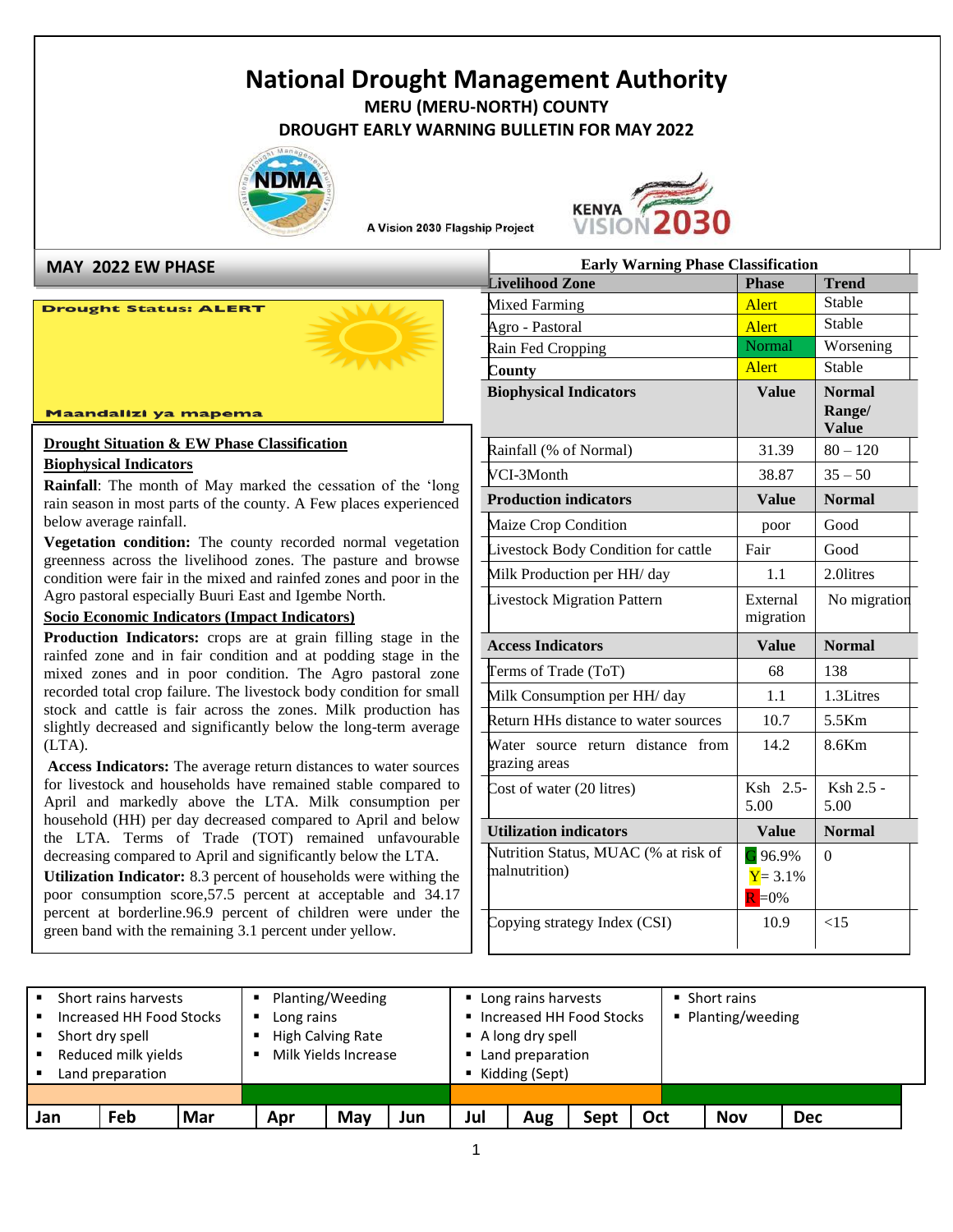# National Drought Management Authority

**MERU (MERU-NORTH) COUNTY**

**DROUGHT EARLY WARNING BULLETIN FOR MAY 2022**

A Vision 2030 Flagship Project

## MAY 2022 EW PHASE

**Drought Status: ALERT**

**Maandalizi ya mapema**

**Drought Situation & EW Phase Classification**

**Biophysical Indicators**

**Rainfall**: The month of May marked the cessation of the 'long rain season in most parts of the county. A Few places experienced below average rainfall.

**Vegetation condition:** The county recorded normal vegetation greenness across the livelihood zones. The pasture and browse condition were fair in the mixed and rainfed zones and poor in the Agro pastoral especially Buuri East and Igembe North.

**Socio Economic Indicators (Impact Indicators)**

**Production Indicators:** crops are at grain filling stage in the rainfed zone and in fair condition and at podding stage in the mixed zones and in poor condition. The Agro pastoral zone recorded total crop failure. The livestock body condition for small stock and cattle is fair across the zones. Milk production has slightly decreased and significantly below the long-term average (LTA).

**Access Indicators:** The average return distances to water sources for livestock and households have remained stable compared to April and markedly above the LTA. Milk consumption per household (HH) per day decreased compared to April and below the LTA. Terms of Trade (TOT) remained unfavourable decreasing compared to April and significantly below the LTA.

**Utilization Indicator:** 8.3 percent of households were withing the poor consumption score,57.5 percent at acceptable and 34.17 percent at borderline.96.9 percent of children were under the green band with the remaining 3.1 percent under yellow.

**Early Warning Phase Classification**

| Livelihood Zone | Phase | Trend |
|---|---|---|
| Mixed Farming | Alert | Stable |
| Agro - Pastoral | Alert | Stable |
| Rain Fed Cropping | Normal | Worsening |
| **County** | Alert | Stable |
| **Biophysical Indicators** | **Value** | **Normal Range/ Value** |
| Rainfall (% of Normal) | 31.39 | 80 – 120 |
| VCI-3Month | 38.87 | 35 – 50 |
| **Production indicators** | **Value** | **Normal** |
| Maize Crop Condition | poor | Good |
| Livestock Body Condition for cattle | Fair | Good |
| Milk Production per HH/ day | 1.1 | 2.0litres |
| Livestock Migration Pattern | External migration | No migration |
| **Access Indicators** | **Value** | **Normal** |
| Terms of Trade (ToT) | 68 | 138 |
| Milk Consumption per HH/ day | 1.1 | 1.3Litres |
| Return HHs distance to water sources | 10.7 | 5.5Km |
| Water source return distance from grazing areas | 14.2 | 8.6Km |
| Cost of water (20 litres) | Ksh 2.5-5.00 | Ksh 2.5 - 5.00 |
| **Utilization indicators** | **Value** | **Normal** |
| Nutrition Status, MUAC (% at risk of malnutrition) | G 96.9% Y= 3.1% R=0% | 0 |
| Copying strategy Index (CSI) | 10.9 | <15 |

| Jan | Feb | Mar | Apr | May | Jun | Jul | Aug | Sept | Oct | Nov | Dec |
|---|---|---|---|---|---|---|---|---|---|---|---|
| ▪ Short rains harvests ▪ Increased HH Food Stocks ▪ Short dry spell ▪ Reduced milk yields ▪ Land preparation | | | ▪ Planting/Weeding ▪ Long rains ▪ High Calving Rate ▪ Milk Yields Increase | | | ▪ Long rains harvests ▪ Increased HH Food Stocks ▪ A long dry spell ▪ Land preparation ▪ Kidding (Sept) | | | ▪ Short rains ▪ Planting/weeding | | |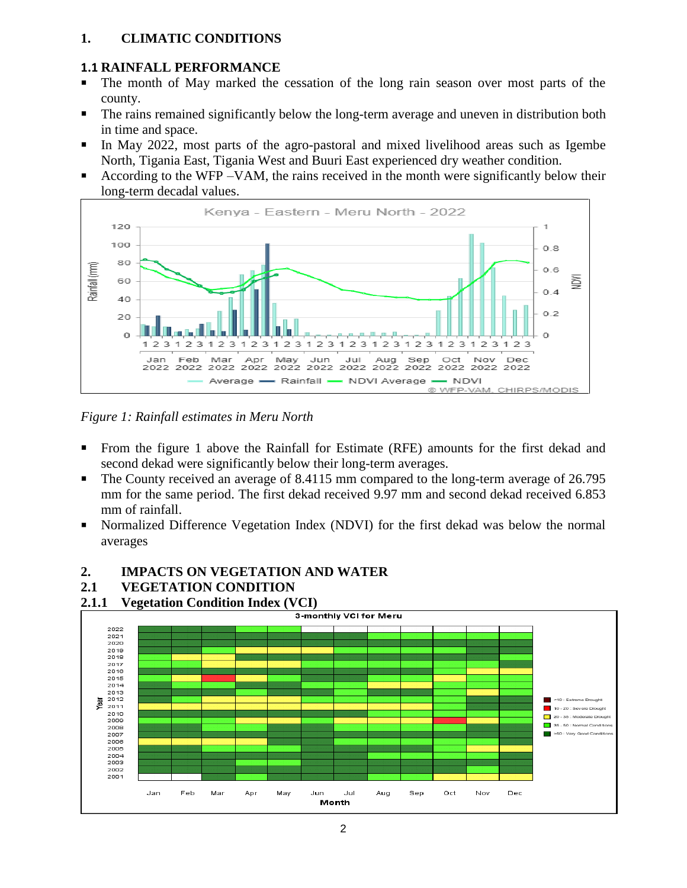# 1. CLIMATIC CONDITIONS

## 1.1 RAINFALL PERFORMANCE

- The month of May marked the cessation of the long rain season over most parts of the county.
- The rains remained significantly below the long-term average and uneven in distribution both in time and space.
- In May 2022, most parts of the agro-pastoral and mixed livelihood areas such as Igembe North, Tigania East, Tigania West and Buuri East experienced dry weather condition.
- According to the WFP –VAM, the rains received in the month were significantly below their long-term decadal values.

*Figure 1: Rainfall estimates in Meru North*

- From the figure 1 above the Rainfall for Estimate (RFE) amounts for the first dekad and second dekad were significantly below their long-term averages.
- The County received an average of 8.4115 mm compared to the long-term average of 26.795 mm for the same period. The first dekad received 9.97 mm and second dekad received 6.853 mm of rainfall.
- Normalized Difference Vegetation Index (NDVI) for the first dekad was below the normal averages

# 2. IMPACTS ON VEGETATION AND WATER

## 2.1 VEGETATION CONDITION

### 2.1.1 Vegetation Condition Index (VCI)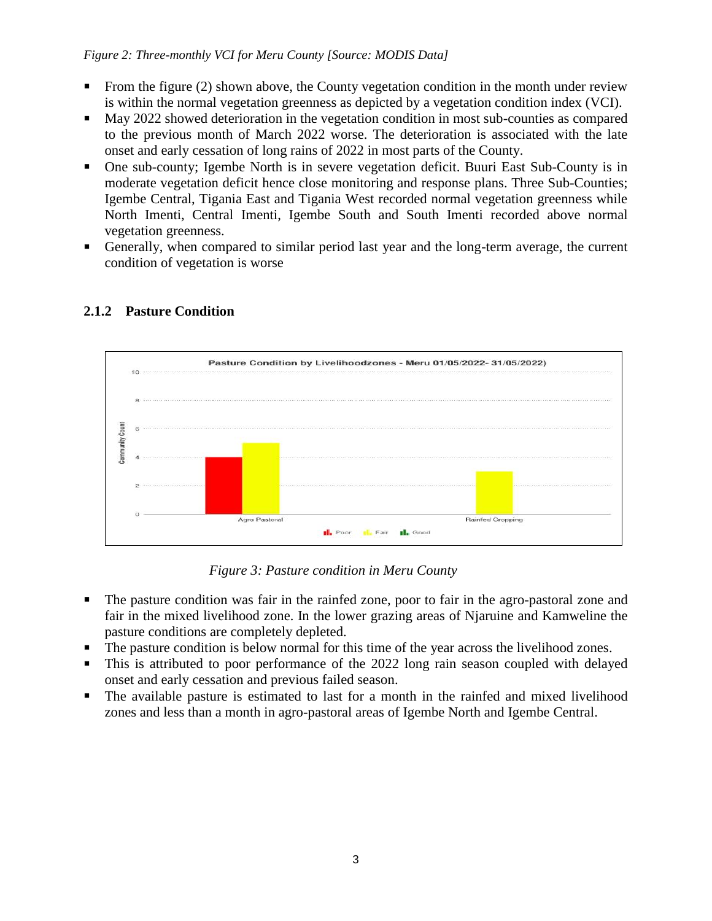*Figure 2: Three-monthly VCI for Meru County [Source: MODIS Data]*

- From the figure (2) shown above, the County vegetation condition in the month under review is within the normal vegetation greenness as depicted by a vegetation condition index (VCI).
- May 2022 showed deterioration in the vegetation condition in most sub-counties as compared to the previous month of March 2022 worse. The deterioration is associated with the late onset and early cessation of long rains of 2022 in most parts of the County.
- One sub-county; Igembe North is in severe vegetation deficit. Buuri East Sub-County is in moderate vegetation deficit hence close monitoring and response plans. Three Sub-Counties; Igembe Central, Tigania East and Tigania West recorded normal vegetation greenness while North Imenti, Central Imenti, Igembe South and South Imenti recorded above normal vegetation greenness.
- Generally, when compared to similar period last year and the long-term average, the current condition of vegetation is worse

### 2.1.2 Pasture Condition

*Figure 3: Pasture condition in Meru County*

- The pasture condition was fair in the rainfed zone, poor to fair in the agro-pastoral zone and fair in the mixed livelihood zone. In the lower grazing areas of Njaruine and Kamweline the pasture conditions are completely depleted.
- The pasture condition is below normal for this time of the year across the livelihood zones.
- This is attributed to poor performance of the 2022 long rain season coupled with delayed onset and early cessation and previous failed season.
- The available pasture is estimated to last for a month in the rainfed and mixed livelihood zones and less than a month in agro-pastoral areas of Igembe North and Igembe Central.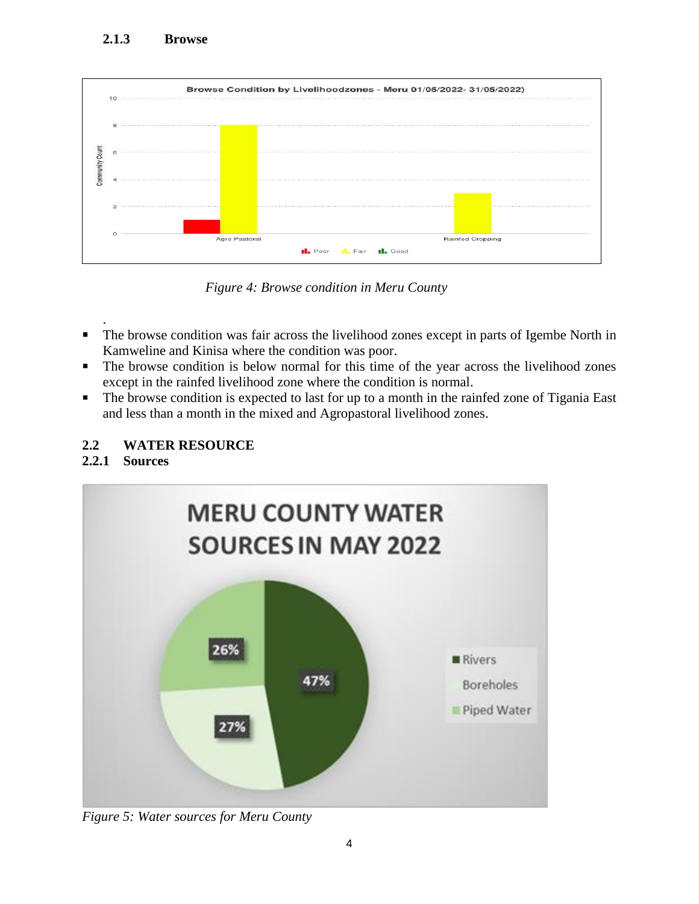### 2.1.3 Browse

*Figure 4: Browse condition in Meru County*

- The browse condition was fair across the livelihood zones except in parts of Igembe North in Kamweline and Kinisa where the condition was poor.
- The browse condition is below normal for this time of the year across the livelihood zones except in the rainfed livelihood zone where the condition is normal.
- The browse condition is expected to last for up to a month in the rainfed zone of Tigania East and less than a month in the mixed and Agropastoral livelihood zones.

## 2.2 WATER RESOURCE

### 2.2.1 Sources

*Figure 5: Water sources for Meru County*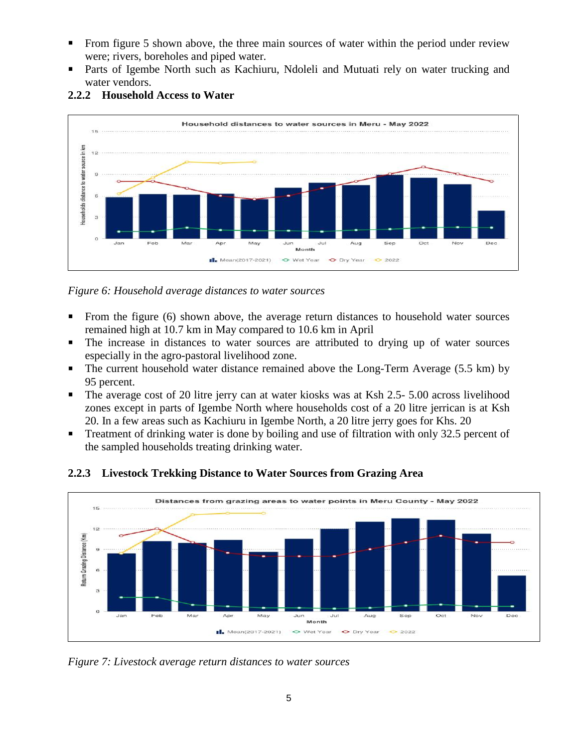- From figure 5 shown above, the three main sources of water within the period under review were; rivers, boreholes and piped water.
- Parts of Igembe North such as Kachiuru, Ndoleli and Mutuati rely on water trucking and water vendors.

### 2.2.2 Household Access to Water

*Figure 6: Household average distances to water sources*

- From the figure (6) shown above, the average return distances to household water sources remained high at 10.7 km in May compared to 10.6 km in April
- The increase in distances to water sources are attributed to drying up of water sources especially in the agro-pastoral livelihood zone.
- The current household water distance remained above the Long-Term Average (5.5 km) by 95 percent.
- The average cost of 20 litre jerry can at water kiosks was at Ksh 2.5- 5.00 across livelihood zones except in parts of Igembe North where households cost of a 20 litre jerrican is at Ksh 20. In a few areas such as Kachiuru in Igembe North, a 20 litre jerry goes for Khs. 20
- Treatment of drinking water is done by boiling and use of filtration with only 32.5 percent of the sampled households treating drinking water.

### 2.2.3 Livestock Trekking Distance to Water Sources from Grazing Area

*Figure 7: Livestock average return distances to water sources*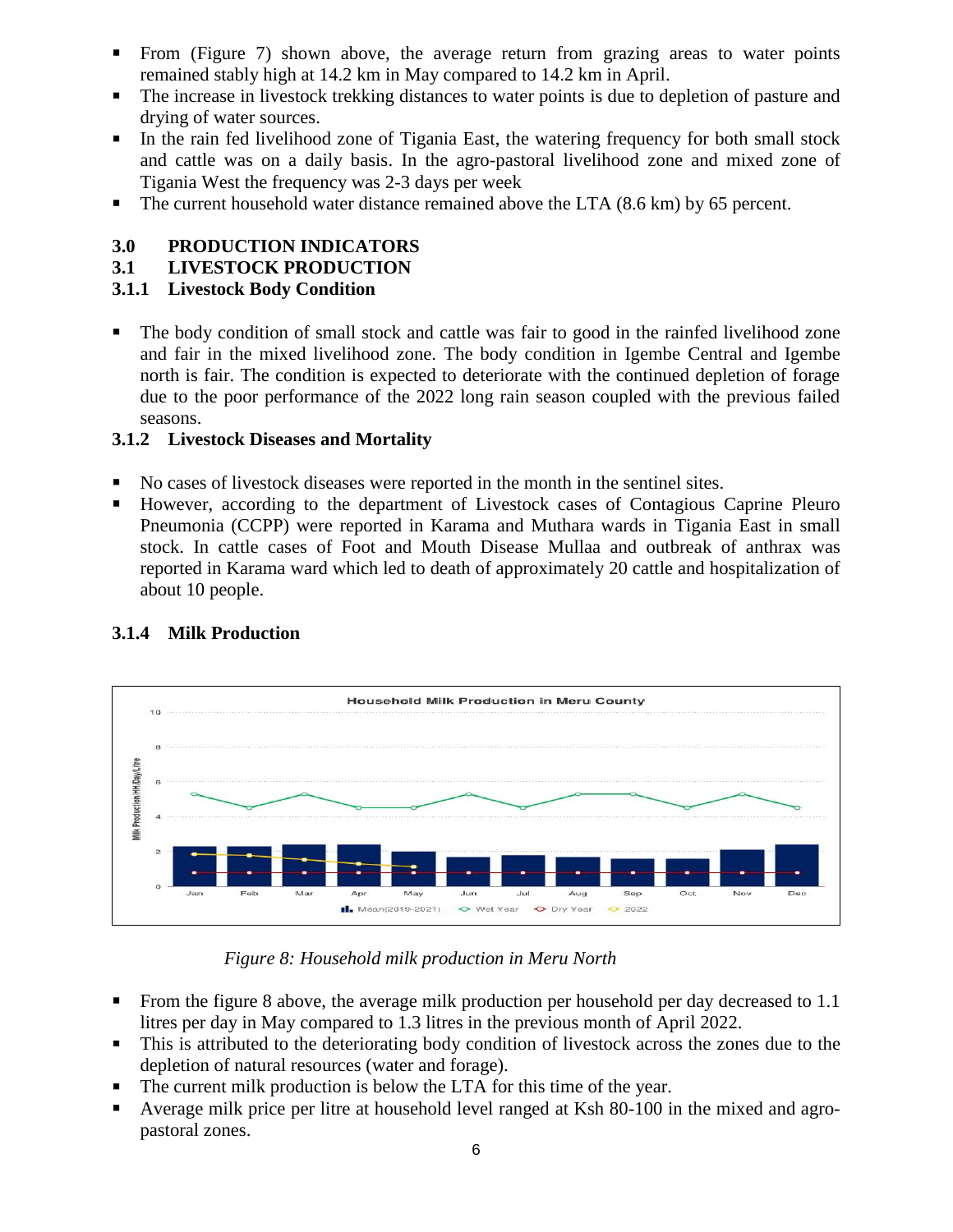- From (Figure 7) shown above, the average return from grazing areas to water points remained stably high at 14.2 km in May compared to 14.2 km in April.
- The increase in livestock trekking distances to water points is due to depletion of pasture and drying of water sources.
- In the rain fed livelihood zone of Tigania East, the watering frequency for both small stock and cattle was on a daily basis. In the agro-pastoral livelihood zone and mixed zone of Tigania West the frequency was 2-3 days per week
- The current household water distance remained above the LTA (8.6 km) by 65 percent.

# 3.0 PRODUCTION INDICATORS

## 3.1 LIVESTOCK PRODUCTION

### 3.1.1 Livestock Body Condition

- The body condition of small stock and cattle was fair to good in the rainfed livelihood zone and fair in the mixed livelihood zone. The body condition in Igembe Central and Igembe north is fair. The condition is expected to deteriorate with the continued depletion of forage due to the poor performance of the 2022 long rain season coupled with the previous failed seasons.

### 3.1.2 Livestock Diseases and Mortality

- No cases of livestock diseases were reported in the month in the sentinel sites.
- However, according to the department of Livestock cases of Contagious Caprine Pleuro Pneumonia (CCPP) were reported in Karama and Muthara wards in Tigania East in small stock. In cattle cases of Foot and Mouth Disease Mullaa and outbreak of anthrax was reported in Karama ward which led to death of approximately 20 cattle and hospitalization of about 10 people.

### 3.1.4 Milk Production

*Figure 8: Household milk production in Meru North*

- From the figure 8 above, the average milk production per household per day decreased to 1.1 litres per day in May compared to 1.3 litres in the previous month of April 2022.
- This is attributed to the deteriorating body condition of livestock across the zones due to the depletion of natural resources (water and forage).
- The current milk production is below the LTA for this time of the year.
- Average milk price per litre at household level ranged at Ksh 80-100 in the mixed and agro-pastoral zones.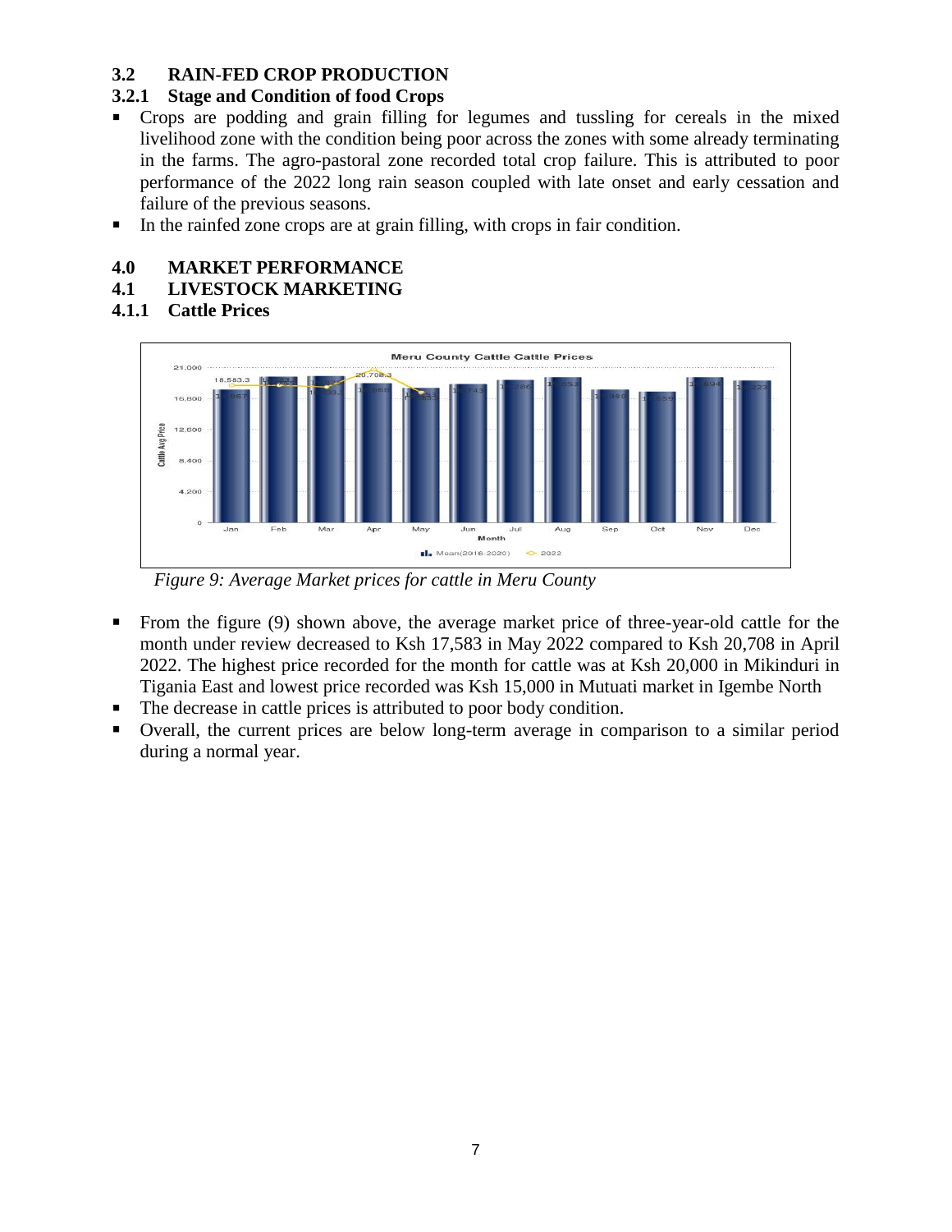### 3.2 RAIN-FED CROP PRODUCTION

#### 3.2.1 Stage and Condition of food Crops

- Crops are podding and grain filling for legumes and tussling for cereals in the mixed livelihood zone with the condition being poor across the zones with some already terminating in the farms. The agro-pastoral zone recorded total crop failure. This is attributed to poor performance of the 2022 long rain season coupled with late onset and early cessation and failure of the previous seasons.
- In the rainfed zone crops are at grain filling, with crops in fair condition.

## 4.0 MARKET PERFORMANCE

### 4.1 LIVESTOCK MARKETING

#### 4.1.1 Cattle Prices

*Figure 9: Average Market prices for cattle in Meru County*

- From the figure (9) shown above, the average market price of three-year-old cattle for the month under review decreased to Ksh 17,583 in May 2022 compared to Ksh 20,708 in April 2022. The highest price recorded for the month for cattle was at Ksh 20,000 in Mikinduri in Tigania East and lowest price recorded was Ksh 15,000 in Mutuati market in Igembe North
- The decrease in cattle prices is attributed to poor body condition.
- Overall, the current prices are below long-term average in comparison to a similar period during a normal year.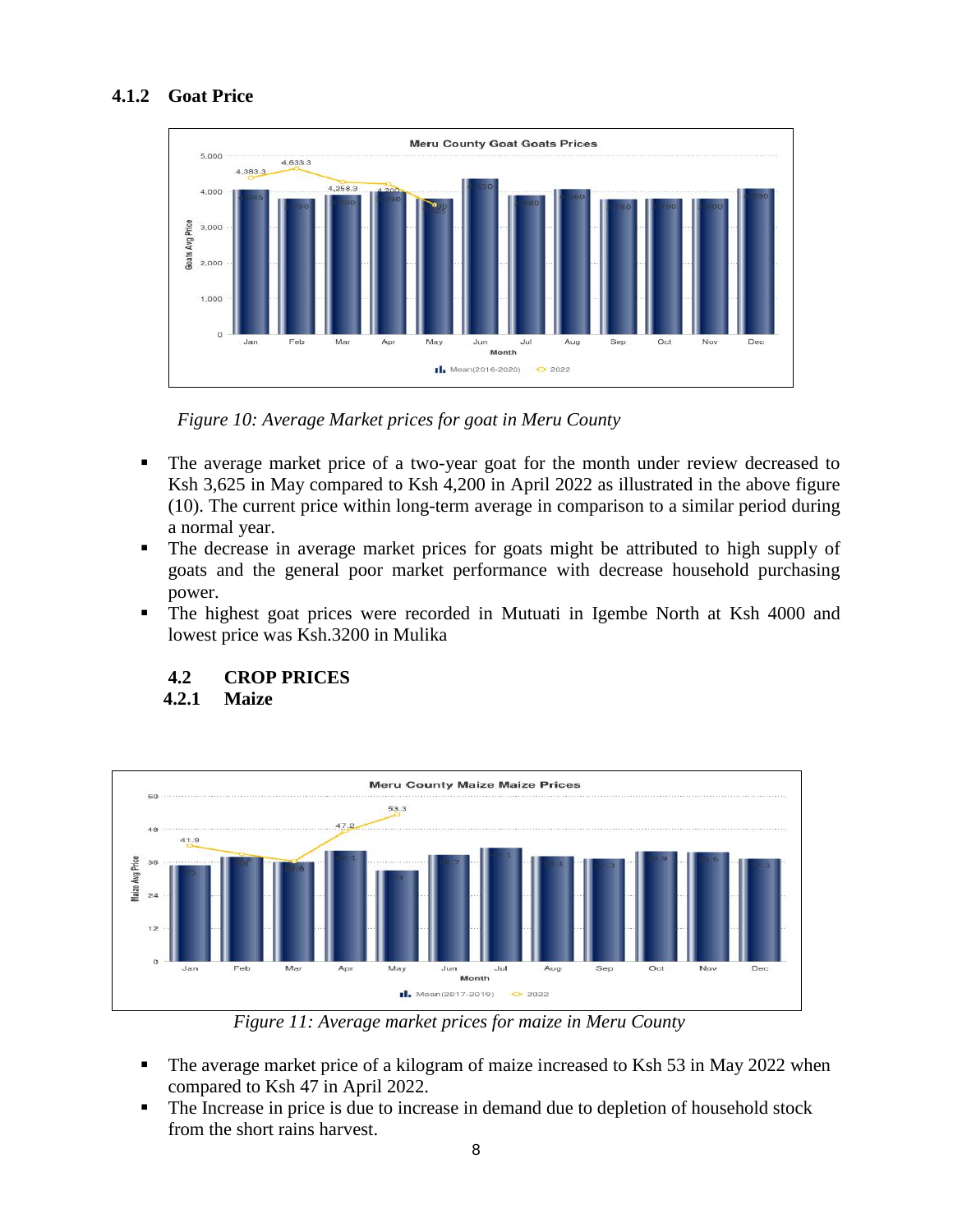### 4.1.2 Goat Price

*Figure 10: Average Market prices for goat in Meru County*

- The average market price of a two-year goat for the month under review decreased to Ksh 3,625 in May compared to Ksh 4,200 in April 2022 as illustrated in the above figure (10). The current price within long-term average in comparison to a similar period during a normal year.
- The decrease in average market prices for goats might be attributed to high supply of goats and the general poor market performance with decrease household purchasing power.
- The highest goat prices were recorded in Mutuati in Igembe North at Ksh 4000 and lowest price was Ksh.3200 in Mulika

## 4.2 CROP PRICES

### 4.2.1 Maize

*Figure 11: Average market prices for maize in Meru County*

- The average market price of a kilogram of maize increased to Ksh 53 in May 2022 when compared to Ksh 47 in April 2022.
- The Increase in price is due to increase in demand due to depletion of household stock from the short rains harvest.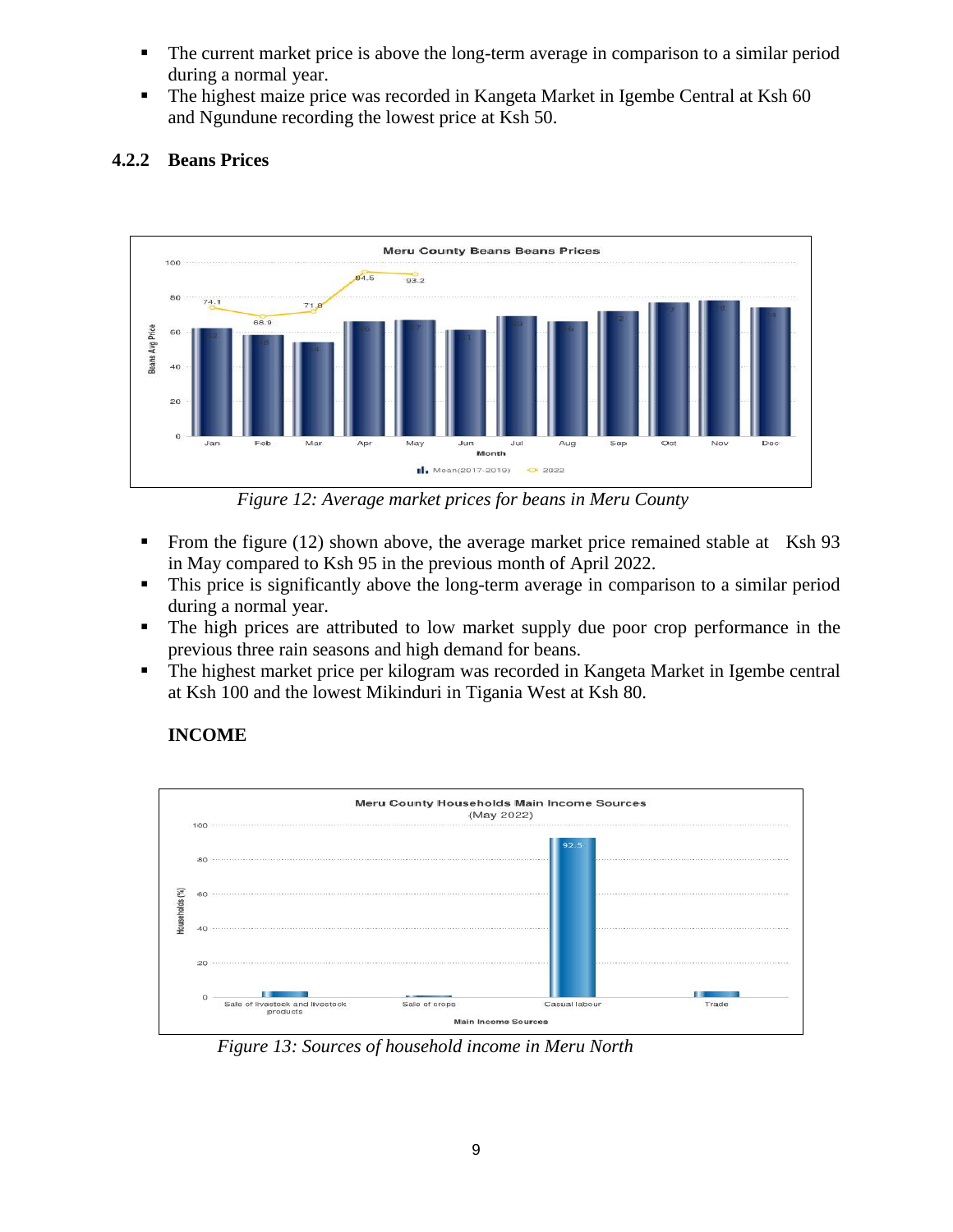- The current market price is above the long-term average in comparison to a similar period during a normal year.
- The highest maize price was recorded in Kangeta Market in Igembe Central at Ksh 60 and Ngundune recording the lowest price at Ksh 50.

### 4.2.2 Beans Prices

*Figure 12: Average market prices for beans in Meru County*

- From the figure (12) shown above, the average market price remained stable at Ksh 93 in May compared to Ksh 95 in the previous month of April 2022.
- This price is significantly above the long-term average in comparison to a similar period during a normal year.
- The high prices are attributed to low market supply due poor crop performance in the previous three rain seasons and high demand for beans.
- The highest market price per kilogram was recorded in Kangeta Market in Igembe central at Ksh 100 and the lowest Mikinduri in Tigania West at Ksh 80.

**INCOME**

*Figure 13: Sources of household income in Meru North*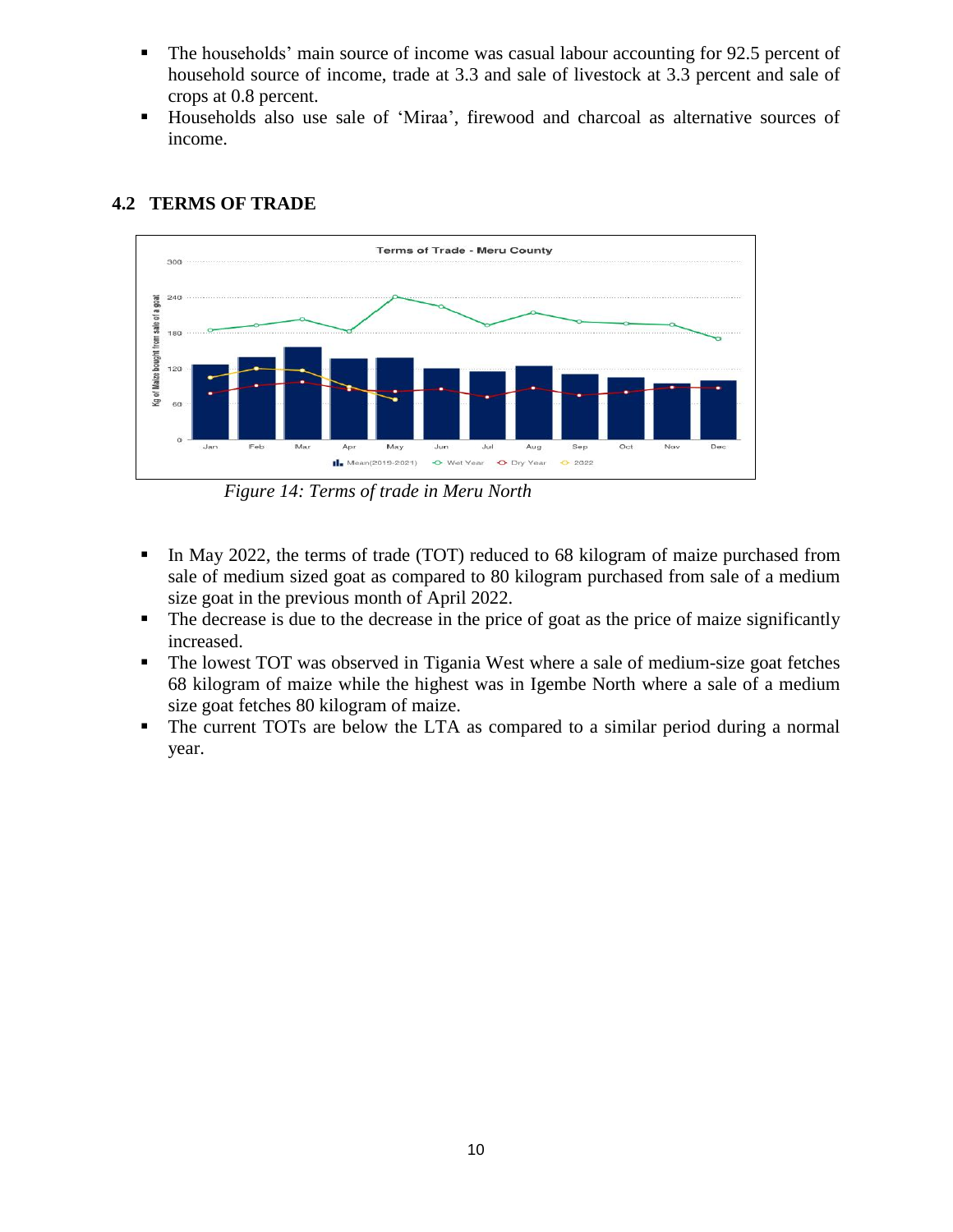- The households' main source of income was casual labour accounting for 92.5 percent of household source of income, trade at 3.3 and sale of livestock at 3.3 percent and sale of crops at 0.8 percent.
- Households also use sale of 'Miraa', firewood and charcoal as alternative sources of income.

## 4.2 TERMS OF TRADE

*Figure 14: Terms of trade in Meru North*

- In May 2022, the terms of trade (TOT) reduced to 68 kilogram of maize purchased from sale of medium sized goat as compared to 80 kilogram purchased from sale of a medium size goat in the previous month of April 2022.
- The decrease is due to the decrease in the price of goat as the price of maize significantly increased.
- The lowest TOT was observed in Tigania West where a sale of medium-size goat fetches 68 kilogram of maize while the highest was in Igembe North where a sale of a medium size goat fetches 80 kilogram of maize.
- The current TOTs are below the LTA as compared to a similar period during a normal year.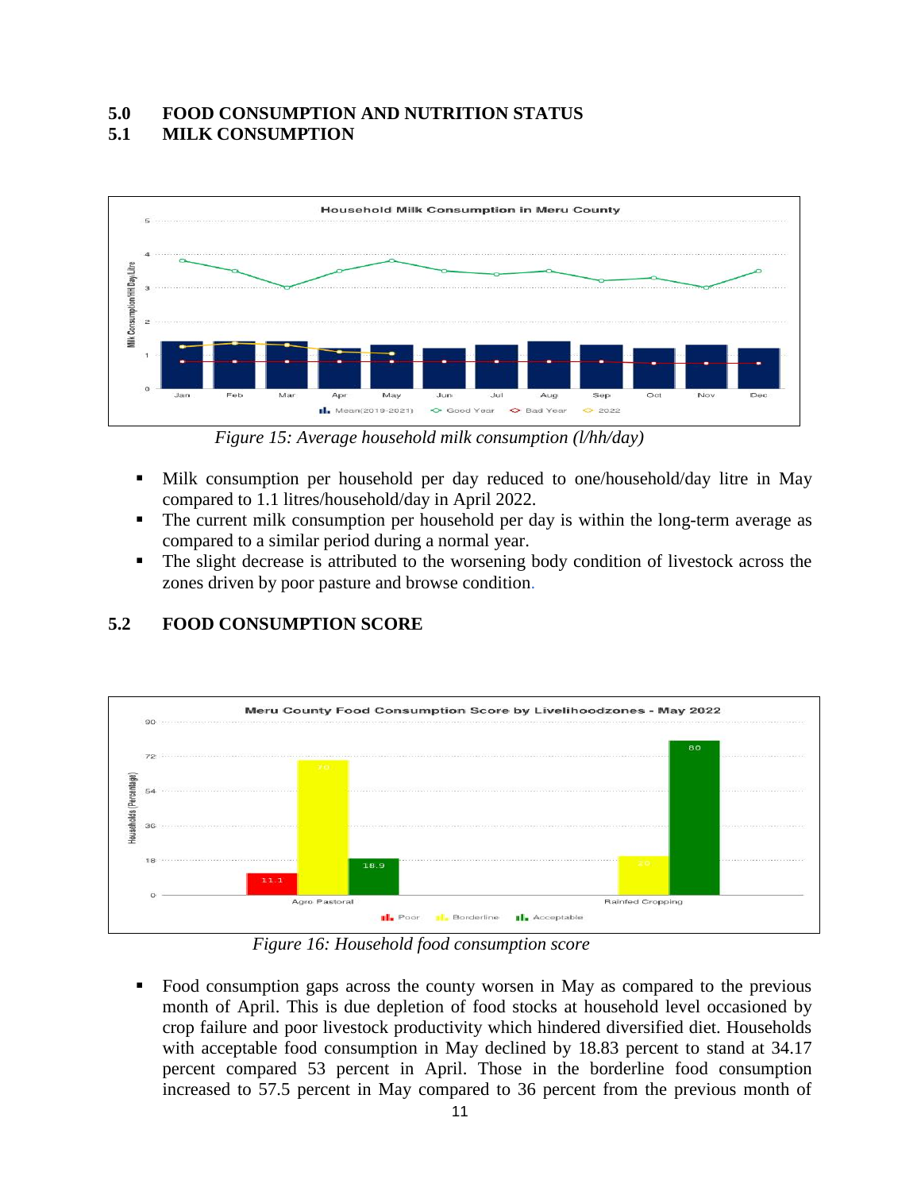# 5.0 FOOD CONSUMPTION AND NUTRITION STATUS

## 5.1 MILK CONSUMPTION

*Figure 15: Average household milk consumption (l/hh/day)*

- Milk consumption per household per day reduced to one/household/day litre in May compared to 1.1 litres/household/day in April 2022.
- The current milk consumption per household per day is within the long-term average as compared to a similar period during a normal year.
- The slight decrease is attributed to the worsening body condition of livestock across the zones driven by poor pasture and browse condition.

## 5.2 FOOD CONSUMPTION SCORE

*Figure 16: Household food consumption score*

- Food consumption gaps across the county worsen in May as compared to the previous month of April. This is due depletion of food stocks at household level occasioned by crop failure and poor livestock productivity which hindered diversified diet. Households with acceptable food consumption in May declined by 18.83 percent to stand at 34.17 percent compared 53 percent in April. Those in the borderline food consumption increased to 57.5 percent in May compared to 36 percent from the previous month of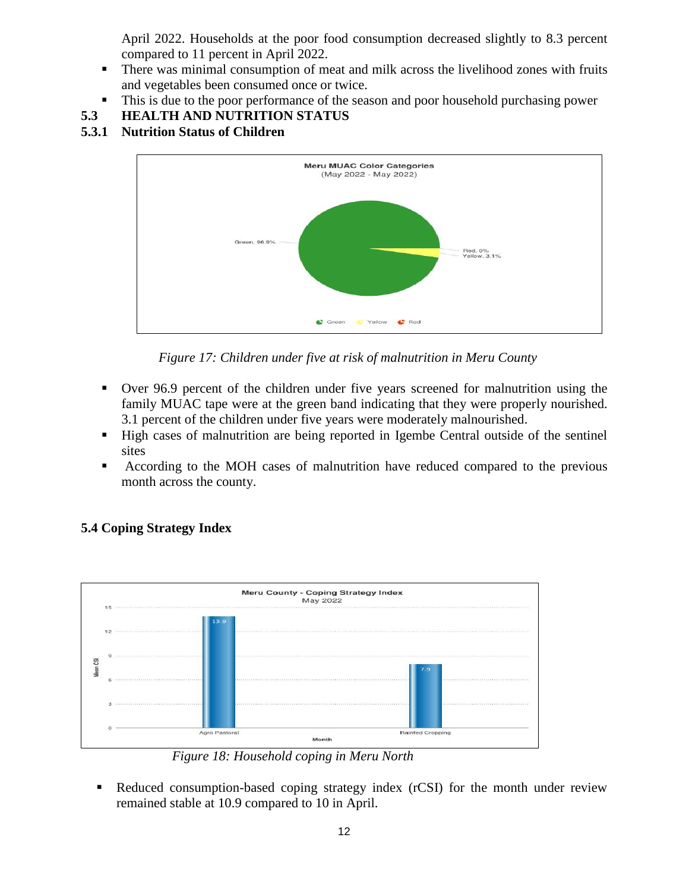April 2022. Households at the poor food consumption decreased slightly to 8.3 percent compared to 11 percent in April 2022.

- There was minimal consumption of meat and milk across the livelihood zones with fruits and vegetables been consumed once or twice.
- This is due to the poor performance of the season and poor household purchasing power

## 5.3 HEALTH AND NUTRITION STATUS

### 5.3.1 Nutrition Status of Children

*Figure 17: Children under five at risk of malnutrition in Meru County*

- Over 96.9 percent of the children under five years screened for malnutrition using the family MUAC tape were at the green band indicating that they were properly nourished. 3.1 percent of the children under five years were moderately malnourished.
- High cases of malnutrition are being reported in Igembe Central outside of the sentinel sites
- According to the MOH cases of malnutrition have reduced compared to the previous month across the county.

### 5.4 Coping Strategy Index

*Figure 18: Household coping in Meru North*

- Reduced consumption-based coping strategy index (rCSI) for the month under review remained stable at 10.9 compared to 10 in April.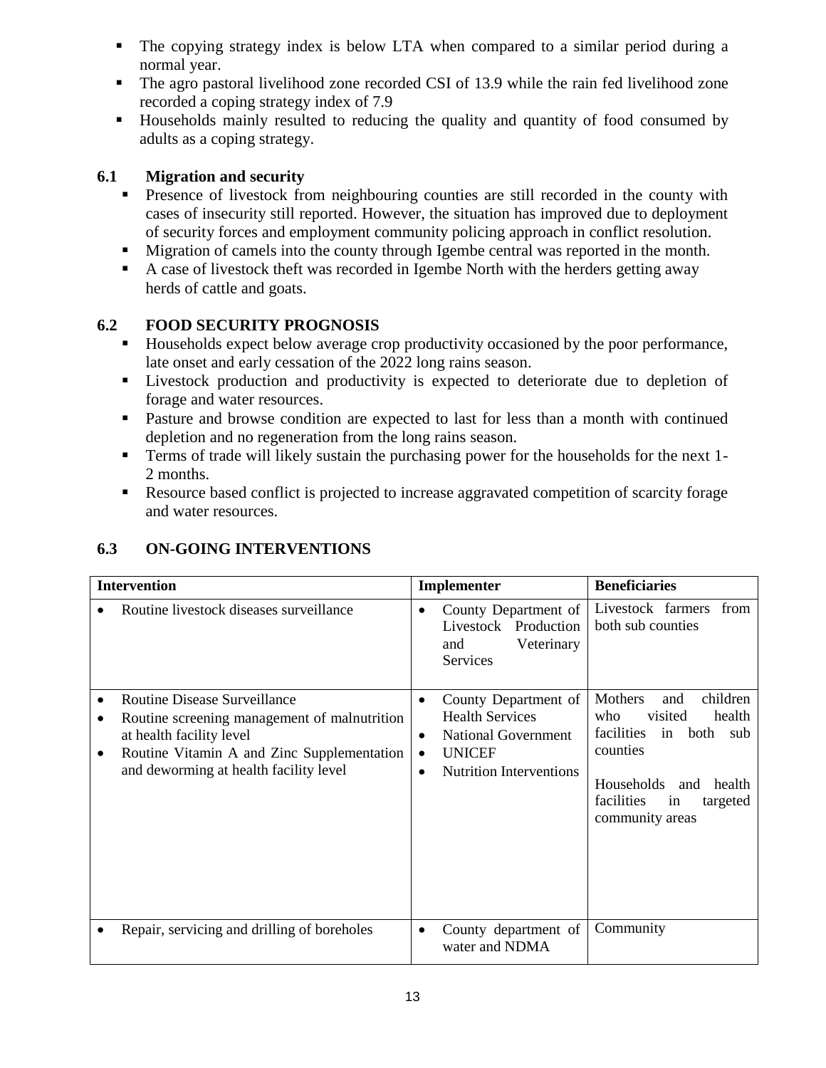- The copying strategy index is below LTA when compared to a similar period during a normal year.
- The agro pastoral livelihood zone recorded CSI of 13.9 while the rain fed livelihood zone recorded a coping strategy index of 7.9
- Households mainly resulted to reducing the quality and quantity of food consumed by adults as a coping strategy.

## 6.1 Migration and security

- Presence of livestock from neighbouring counties are still recorded in the county with cases of insecurity still reported. However, the situation has improved due to deployment of security forces and employment community policing approach in conflict resolution.
- Migration of camels into the county through Igembe central was reported in the month.
- A case of livestock theft was recorded in Igembe North with the herders getting away herds of cattle and goats.

## 6.2 FOOD SECURITY PROGNOSIS

- Households expect below average crop productivity occasioned by the poor performance, late onset and early cessation of the 2022 long rains season.
- Livestock production and productivity is expected to deteriorate due to depletion of forage and water resources.
- Pasture and browse condition are expected to last for less than a month with continued depletion and no regeneration from the long rains season.
- Terms of trade will likely sustain the purchasing power for the households for the next 1-2 months.
- Resource based conflict is projected to increase aggravated competition of scarcity forage and water resources.

## 6.3 ON-GOING INTERVENTIONS

| Intervention | Implementer | Beneficiaries |
|---|---|---|
| • Routine livestock diseases surveillance | • County Department of Livestock Production and Veterinary Services | Livestock farmers from both sub counties |
| • Routine Disease Surveillance<br>• Routine screening management of malnutrition at health facility level<br>• Routine Vitamin A and Zinc Supplementation and deworming at health facility level | • County Department of Health Services<br>• National Government<br>• UNICEF<br>• Nutrition Interventions | Mothers and children who visited health facilities in both sub counties<br><br>Households and health facilities in targeted community areas |
| • Repair, servicing and drilling of boreholes | • County department of water and NDMA | Community |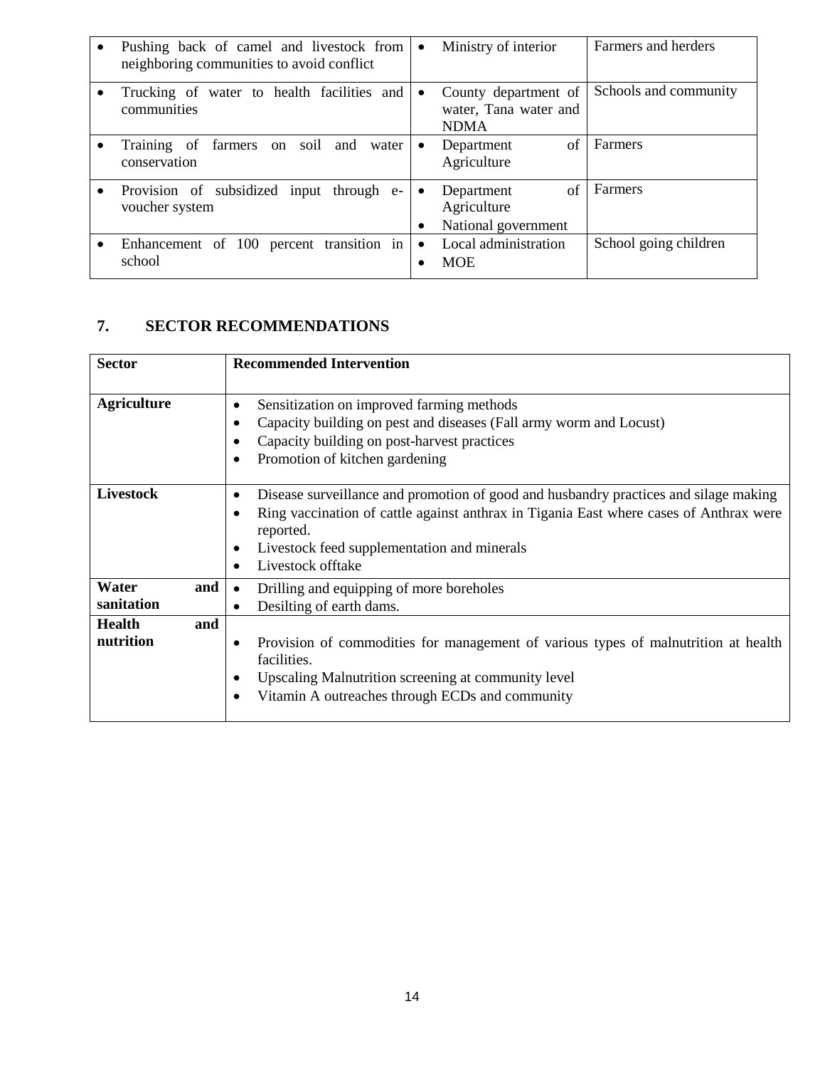| | | |
|---|---|---|
| • Pushing back of camel and livestock from neighboring communities to avoid conflict | • Ministry of interior | Farmers and herders |
| • Trucking of water to health facilities and communities | • County department of water, Tana water and NDMA | Schools and community |
| • Training of farmers on soil and water conservation | • Department of Agriculture | Farmers |
| • Provision of subsidized input through e-voucher system | • Department of Agriculture<br>• National government | Farmers |
| • Enhancement of 100 percent transition in school | • Local administration<br>• MOE | School going children |

## 7. SECTOR RECOMMENDATIONS

| Sector | Recommended Intervention |
|---|---|
| **Agriculture** | • Sensitization on improved farming methods<br>• Capacity building on pest and diseases (Fall army worm and Locust)<br>• Capacity building on post-harvest practices<br>• Promotion of kitchen gardening |
| **Livestock** | • Disease surveillance and promotion of good and husbandry practices and silage making<br>• Ring vaccination of cattle against anthrax in Tigania East where cases of Anthrax were reported.<br>• Livestock feed supplementation and minerals<br>• Livestock offtake |
| **Water and sanitation** | • Drilling and equipping of more boreholes<br>• Desilting of earth dams. |
| **Health and nutrition** | • Provision of commodities for management of various types of malnutrition at health facilities.<br>• Upscaling Malnutrition screening at community level<br>• Vitamin A outreaches through ECDs and community |